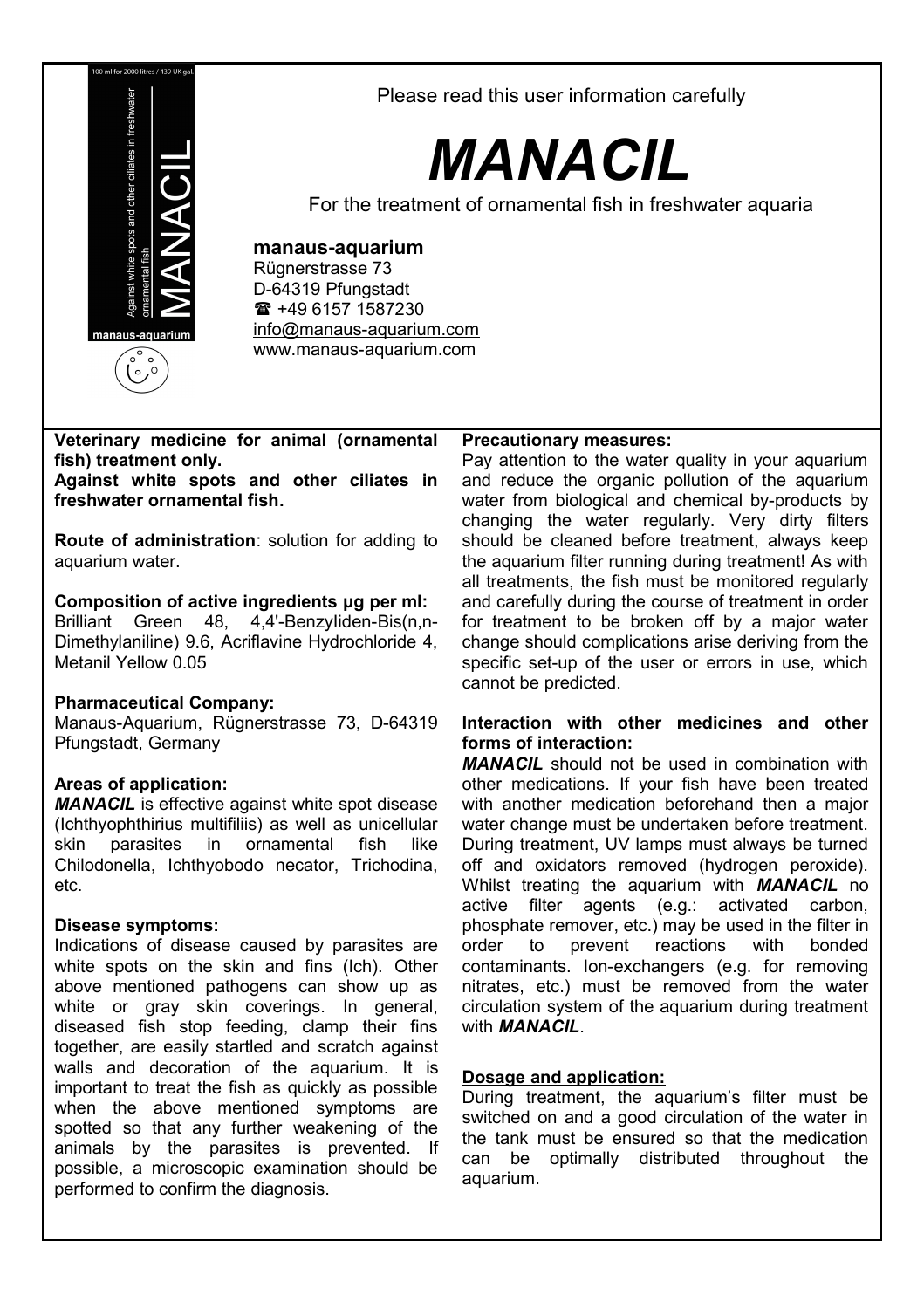100 ml for 2000 litres / 439 UK gal.

Against white spots and other ciliates in freshwater ornamental fish

MANACIL

manaus-aquarium

Please read this user information carefully

# *MANACIL*

For the treatment of ornamental fish in freshwater aquaria

**manaus-aquarium**
Rügnerstrasse 73
D-64319 Pfungstadt
☎ +49 6157 1587230
info@manaus-aquarium.com
www.manaus-aquarium.com

**Veterinary medicine for animal (ornamental fish) treatment only.**
**Against white spots and other ciliates in freshwater ornamental fish.**

**Route of administration**: solution for adding to aquarium water.

**Composition of active ingredients µg per ml:**
Brilliant Green 48, 4,4'-Benzyliden-Bis(n,n-Dimethylaniline) 9.6, Acriflavine Hydrochloride 4, Metanil Yellow 0.05

**Pharmaceutical Company:**
Manaus-Aquarium, Rügnerstrasse 73, D-64319 Pfungstadt, Germany

**Areas of application:**
***MANACIL*** is effective against white spot disease (Ichthyophthirius multifiliis) as well as unicellular skin parasites in ornamental fish like Chilodonella, Ichthyobodo necator, Trichodina, etc.

**Disease symptoms:**
Indications of disease caused by parasites are white spots on the skin and fins (Ich). Other above mentioned pathogens can show up as white or gray skin coverings. In general, diseased fish stop feeding, clamp their fins together, are easily startled and scratch against walls and decoration of the aquarium. It is important to treat the fish as quickly as possible when the above mentioned symptoms are spotted so that any further weakening of the animals by the parasites is prevented. If possible, a microscopic examination should be performed to confirm the diagnosis.

**Precautionary measures:**
Pay attention to the water quality in your aquarium and reduce the organic pollution of the aquarium water from biological and chemical by-products by changing the water regularly. Very dirty filters should be cleaned before treatment, always keep the aquarium filter running during treatment! As with all treatments, the fish must be monitored regularly and carefully during the course of treatment in order for treatment to be broken off by a major water change should complications arise deriving from the specific set-up of the user or errors in use, which cannot be predicted.

**Interaction with other medicines and other forms of interaction:**
***MANACIL*** should not be used in combination with other medications. If your fish have been treated with another medication beforehand then a major water change must be undertaken before treatment. During treatment, UV lamps must always be turned off and oxidators removed (hydrogen peroxide). Whilst treating the aquarium with ***MANACIL*** no active filter agents (e.g.: activated carbon, phosphate remover, etc.) may be used in the filter in order to prevent reactions with bonded contaminants. Ion-exchangers (e.g. for removing nitrates, etc.) must be removed from the water circulation system of the aquarium during treatment with ***MANACIL***.

**Dosage and application:**
During treatment, the aquarium's filter must be switched on and a good circulation of the water in the tank must be ensured so that the medication can be optimally distributed throughout the aquarium.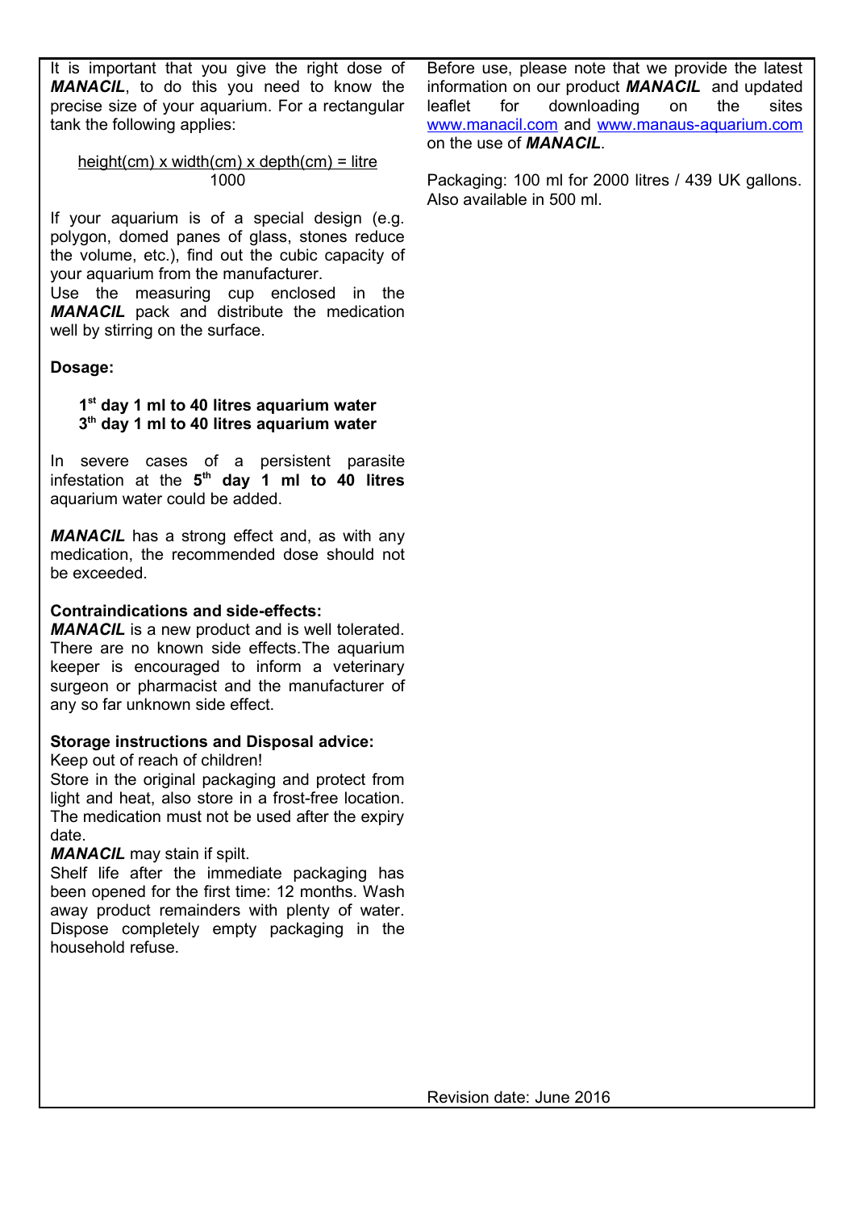It is important that you give the right dose of ***MANACIL***, to do this you need to know the precise size of your aquarium. For a rectangular tank the following applies:

$$\frac{\text{height(cm)} \times \text{width(cm)} \times \text{depth(cm)}}{1000} = \text{litre}$$

If your aquarium is of a special design (e.g. polygon, domed panes of glass, stones reduce the volume, etc.), find out the cubic capacity of your aquarium from the manufacturer.
Use the measuring cup enclosed in the ***MANACIL*** pack and distribute the medication well by stirring on the surface.

**Dosage:**

**1st day 1 ml to 40 litres aquarium water**
**3th day 1 ml to 40 litres aquarium water**

In severe cases of a persistent parasite infestation at the **5th day 1 ml to 40 litres** aquarium water could be added.

***MANACIL*** has a strong effect and, as with any medication, the recommended dose should not be exceeded.

**Contraindications and side-effects:**
***MANACIL*** is a new product and is well tolerated. There are no known side effects.The aquarium keeper is encouraged to inform a veterinary surgeon or pharmacist and the manufacturer of any so far unknown side effect.

**Storage instructions and Disposal advice:**
Keep out of reach of children!
Store in the original packaging and protect from light and heat, also store in a frost-free location. The medication must not be used after the expiry date.
***MANACIL*** may stain if spilt.
Shelf life after the immediate packaging has been opened for the first time: 12 months. Wash away product remainders with plenty of water. Dispose completely empty packaging in the household refuse.

Before use, please note that we provide the latest information on our product ***MANACIL*** and updated leaflet for downloading on the sites www.manacil.com and www.manaus-aquarium.com on the use of ***MANACIL***.

Packaging: 100 ml for 2000 litres / 439 UK gallons. Also available in 500 ml.

Revision date: June 2016